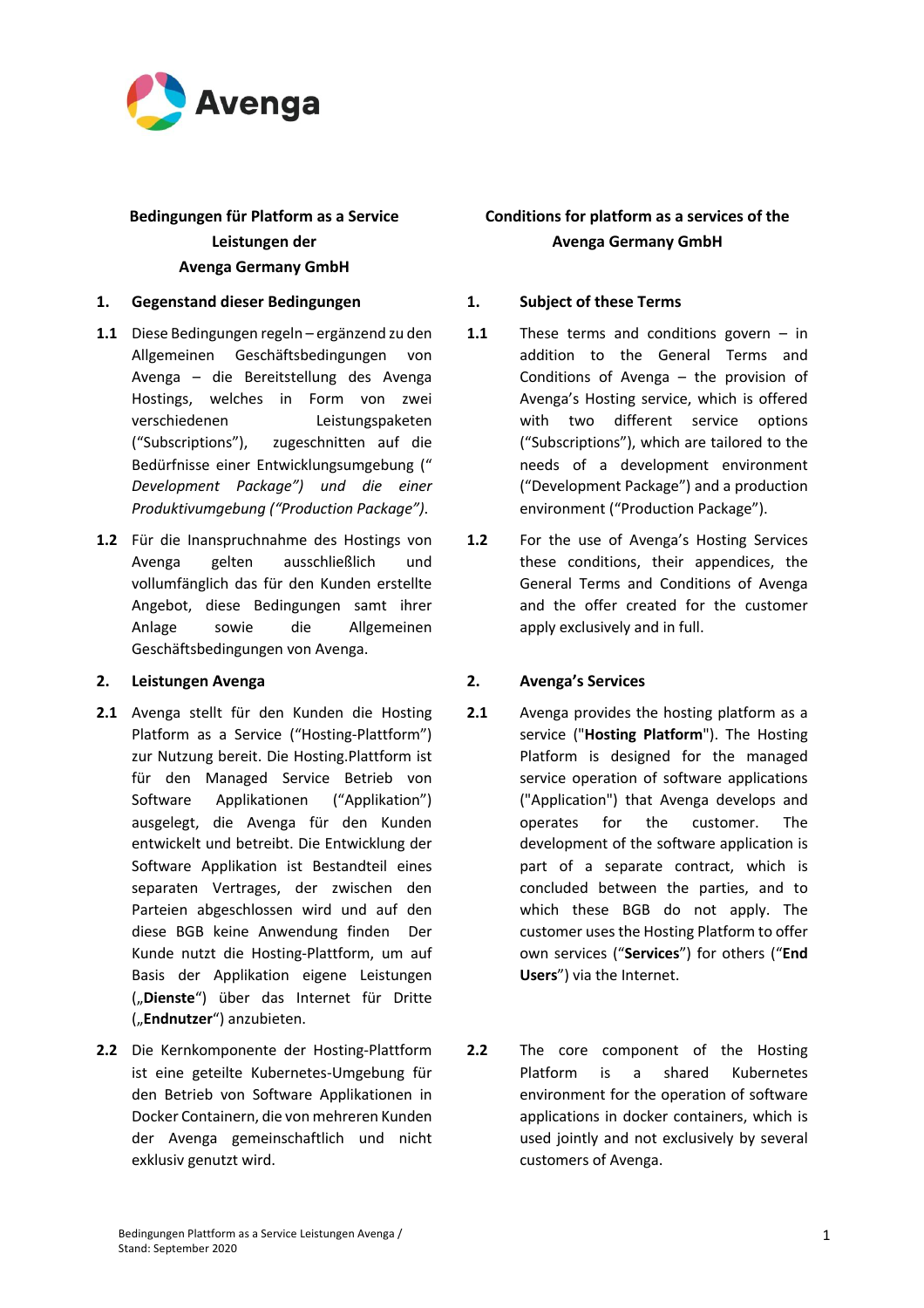Avenga

**Bedingungen für Platform as a Service Leistungen der Avenga Germany GmbH**

## 1. Gegenstand dieser Bedingungen

**1.1** Diese Bedingungen regeln – ergänzend zu den Allgemeinen Geschäftsbedingungen von Avenga – die Bereitstellung des Avenga Hostings, welches in Form von zwei verschiedenen Leistungspaketen ("Subscriptions"), zugeschnitten auf die Bedürfnisse einer Entwicklungsumgebung (" *Development Package") und die einer Produktivumgebung ("Production Package").*

**1.2** Für die Inanspruchnahme des Hostings von Avenga gelten ausschließlich und vollumfänglich das für den Kunden erstellte Angebot, diese Bedingungen samt ihrer Anlage sowie die Allgemeinen Geschäftsbedingungen von Avenga.

## 2. Leistungen Avenga

**2.1** Avenga stellt für den Kunden die Hosting Platform as a Service ("Hosting-Plattform") zur Nutzung bereit. Die Hosting.Plattform ist für den Managed Service Betrieb von Software Applikationen ("Applikation") ausgelegt, die Avenga für den Kunden entwickelt und betreibt. Die Entwicklung der Software Applikation ist Bestandteil eines separaten Vertrages, der zwischen den Parteien abgeschlossen wird und auf den diese BGB keine Anwendung finden Der Kunde nutzt die Hosting-Plattform, um auf Basis der Applikation eigene Leistungen („**Dienste**“) über das Internet für Dritte („**Endnutzer**“) anzubieten.

**2.2** Die Kernkomponente der Hosting-Plattform ist eine geteilte Kubernetes-Umgebung für den Betrieb von Software Applikationen in Docker Containern, die von mehreren Kunden der Avenga gemeinschaftlich und nicht exklusiv genutzt wird.

**Conditions for platform as a services of the Avenga Germany GmbH**

## 1. Subject of these Terms

**1.1** These terms and conditions govern – in addition to the General Terms and Conditions of Avenga – the provision of Avenga's Hosting service, which is offered with two different service options ("Subscriptions"), which are tailored to the needs of a development environment ("Development Package") and a production environment ("Production Package").

**1.2** For the use of Avenga's Hosting Services these conditions, their appendices, the General Terms and Conditions of Avenga and the offer created for the customer apply exclusively and in full.

## 2. Avenga's Services

**2.1** Avenga provides the hosting platform as a service ("**Hosting Platform**"). The Hosting Platform is designed for the managed service operation of software applications ("Application") that Avenga develops and operates for the customer. The development of the software application is part of a separate contract, which is concluded between the parties, and to which these BGB do not apply. The customer uses the Hosting Platform to offer own services ("**Services**") for others ("**End Users**") via the Internet.

**2.2** The core component of the Hosting Platform is a shared Kubernetes environment for the operation of software applications in docker containers, which is used jointly and not exclusively by several customers of Avenga.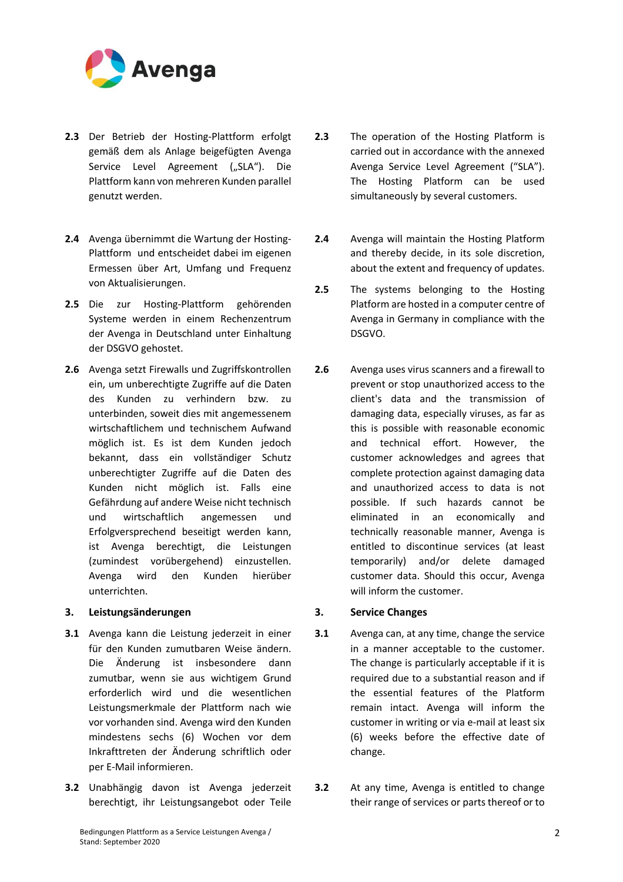**2.3** Der Betrieb der Hosting-Plattform erfolgt gemäß dem als Anlage beigefügten Avenga Service Level Agreement („SLA"). Die Plattform kann von mehreren Kunden parallel genutzt werden.

**2.4** Avenga übernimmt die Wartung der Hosting-Plattform und entscheidet dabei im eigenen Ermessen über Art, Umfang und Frequenz von Aktualisierungen.

**2.5** Die zur Hosting-Plattform gehörenden Systeme werden in einem Rechenzentrum der Avenga in Deutschland unter Einhaltung der DSGVO gehostet.

**2.6** Avenga setzt Firewalls und Zugriffskontrollen ein, um unberechtigte Zugriffe auf die Daten des Kunden zu verhindern bzw. zu unterbinden, soweit dies mit angemessenem wirtschaftlichem und technischem Aufwand möglich ist. Es ist dem Kunden jedoch bekannt, dass ein vollständiger Schutz unberechtigter Zugriffe auf die Daten des Kunden nicht möglich ist. Falls eine Gefährdung auf andere Weise nicht technisch und wirtschaftlich angemessen und Erfolgversprechend beseitigt werden kann, ist Avenga berechtigt, die Leistungen (zumindest vorübergehend) einzustellen. Avenga wird den Kunden hierüber unterrichten.

## 3. Leistungsänderungen

**3.1** Avenga kann die Leistung jederzeit in einer für den Kunden zumutbaren Weise ändern. Die Änderung ist insbesondere dann zumutbar, wenn sie aus wichtigem Grund erforderlich wird und die wesentlichen Leistungsmerkmale der Plattform nach wie vor vorhanden sind. Avenga wird den Kunden mindestens sechs (6) Wochen vor dem Inkrafttreten der Änderung schriftlich oder per E-Mail informieren.

**3.2** Unabhängig davon ist Avenga jederzeit berechtigt, ihr Leistungsangebot oder Teile

---

**2.3** The operation of the Hosting Platform is carried out in accordance with the annexed Avenga Service Level Agreement ("SLA"). The Hosting Platform can be used simultaneously by several customers.

**2.4** Avenga will maintain the Hosting Platform and thereby decide, in its sole discretion, about the extent and frequency of updates.

**2.5** The systems belonging to the Hosting Platform are hosted in a computer centre of Avenga in Germany in compliance with the DSGVO.

**2.6** Avenga uses virus scanners and a firewall to prevent or stop unauthorized access to the client's data and the transmission of damaging data, especially viruses, as far as this is possible with reasonable economic and technical effort. However, the customer acknowledges and agrees that complete protection against damaging data and unauthorized access to data is not possible. If such hazards cannot be eliminated in an economically and technically reasonable manner, Avenga is entitled to discontinue services (at least temporarily) and/or delete damaged customer data. Should this occur, Avenga will inform the customer.

## 3. Service Changes

**3.1** Avenga can, at any time, change the service in a manner acceptable to the customer. The change is particularly acceptable if it is required due to a substantial reason and if the essential features of the Platform remain intact. Avenga will inform the customer in writing or via e-mail at least six (6) weeks before the effective date of change.

**3.2** At any time, Avenga is entitled to change their range of services or parts thereof or to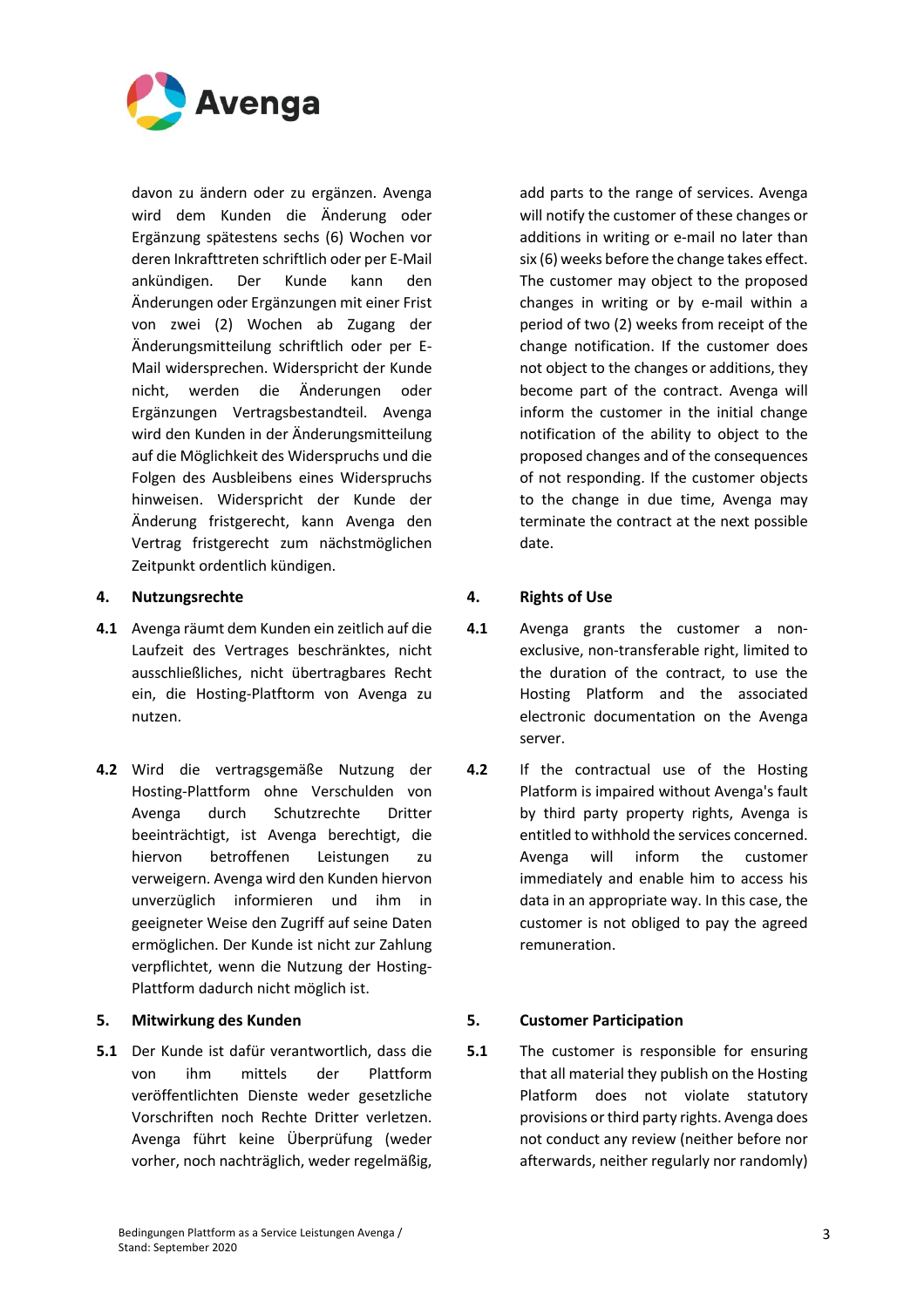davon zu ändern oder zu ergänzen. Avenga wird dem Kunden die Änderung oder Ergänzung spätestens sechs (6) Wochen vor deren Inkrafttreten schriftlich oder per E-Mail ankündigen. Der Kunde kann den Änderungen oder Ergänzungen mit einer Frist von zwei (2) Wochen ab Zugang der Änderungsmitteilung schriftlich oder per E-Mail widersprechen. Widerspricht der Kunde nicht, werden die Änderungen oder Ergänzungen Vertragsbestandteil. Avenga wird den Kunden in der Änderungsmitteilung auf die Möglichkeit des Widerspruchs und die Folgen des Ausbleibens eines Widerspruchs hinweisen. Widerspricht der Kunde der Änderung fristgerecht, kann Avenga den Vertrag fristgerecht zum nächstmöglichen Zeitpunkt ordentlich kündigen.

add parts to the range of services. Avenga will notify the customer of these changes or additions in writing or e-mail no later than six (6) weeks before the change takes effect. The customer may object to the proposed changes in writing or by e-mail within a period of two (2) weeks from receipt of the change notification. If the customer does not object to the changes or additions, they become part of the contract. Avenga will inform the customer in the initial change notification of the ability to object to the proposed changes and of the consequences of not responding. If the customer objects to the change in due time, Avenga may terminate the contract at the next possible date.

## 4. Nutzungsrechte

**4.1** Avenga räumt dem Kunden ein zeitlich auf die Laufzeit des Vertrages beschränktes, nicht ausschließliches, nicht übertragbares Recht ein, die Hosting-Plattform von Avenga zu nutzen.

**4.2** Wird die vertragsgemäße Nutzung der Hosting-Plattform ohne Verschulden von Avenga durch Schutzrechte Dritter beeinträchtigt, ist Avenga berechtigt, die hiervon betroffenen Leistungen zu verweigern. Avenga wird den Kunden hiervon unverzüglich informieren und ihm in geeigneter Weise den Zugriff auf seine Daten ermöglichen. Der Kunde ist nicht zur Zahlung verpflichtet, wenn die Nutzung der Hosting-Plattform dadurch nicht möglich ist.

## 4. Rights of Use

**4.1** Avenga grants the customer a non-exclusive, non-transferable right, limited to the duration of the contract, to use the Hosting Platform and the associated electronic documentation on the Avenga server.

**4.2** If the contractual use of the Hosting Platform is impaired without Avenga's fault by third party property rights, Avenga is entitled to withhold the services concerned. Avenga will inform the customer immediately and enable him to access his data in an appropriate way. In this case, the customer is not obliged to pay the agreed remuneration.

## 5. Mitwirkung des Kunden

**5.1** Der Kunde ist dafür verantwortlich, dass die von ihm mittels der Plattform veröffentlichten Dienste weder gesetzliche Vorschriften noch Rechte Dritter verletzen. Avenga führt keine Überprüfung (weder vorher, noch nachträglich, weder regelmäßig,

## 5. Customer Participation

**5.1** The customer is responsible for ensuring that all material they publish on the Hosting Platform does not violate statutory provisions or third party rights. Avenga does not conduct any review (neither before nor afterwards, neither regularly nor randomly)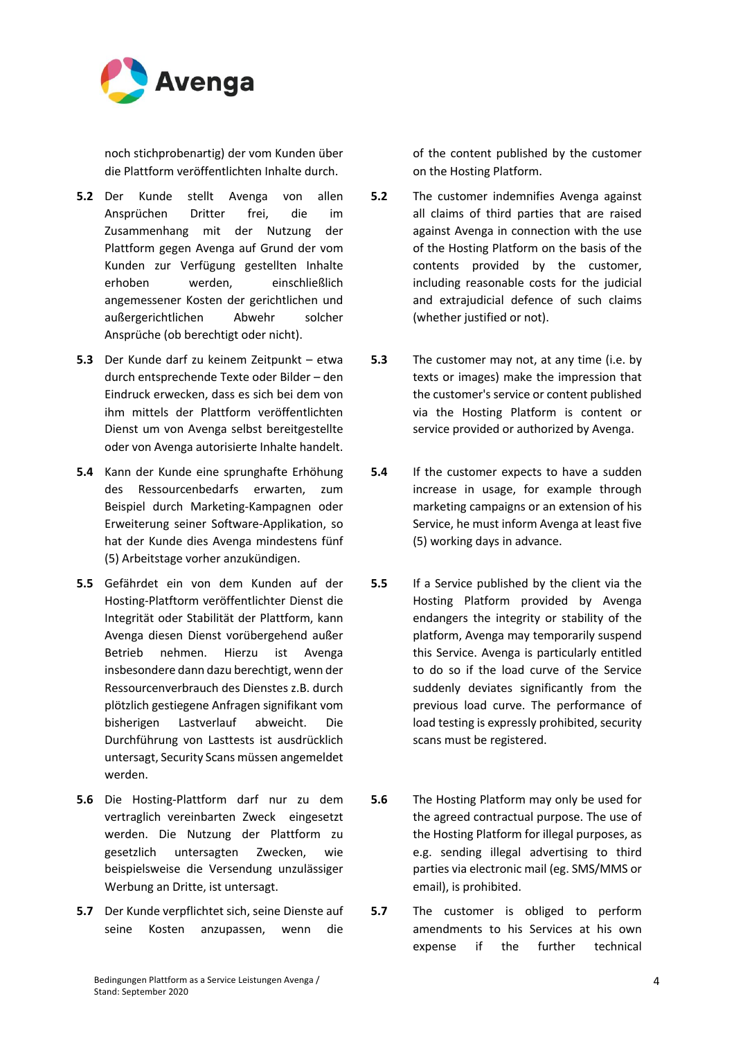noch stichprobenartig) der vom Kunden über die Plattform veröffentlichten Inhalte durch.

of the content published by the customer on the Hosting Platform.

**5.2** Der Kunde stellt Avenga von allen Ansprüchen Dritter frei, die im Zusammenhang mit der Nutzung der Plattform gegen Avenga auf Grund der vom Kunden zur Verfügung gestellten Inhalte erhoben werden, einschließlich angemessener Kosten der gerichtlichen und außergerichtlichen Abwehr solcher Ansprüche (ob berechtigt oder nicht).

**5.2** The customer indemnifies Avenga against all claims of third parties that are raised against Avenga in connection with the use of the Hosting Platform on the basis of the contents provided by the customer, including reasonable costs for the judicial and extrajudicial defence of such claims (whether justified or not).

**5.3** Der Kunde darf zu keinem Zeitpunkt – etwa durch entsprechende Texte oder Bilder – den Eindruck erwecken, dass es sich bei dem von ihm mittels der Plattform veröffentlichten Dienst um von Avenga selbst bereitgestellte oder von Avenga autorisierte Inhalte handelt.

**5.3** The customer may not, at any time (i.e. by texts or images) make the impression that the customer's service or content published via the Hosting Platform is content or service provided or authorized by Avenga.

**5.4** Kann der Kunde eine sprunghafte Erhöhung des Ressourcenbedarfs erwarten, zum Beispiel durch Marketing-Kampagnen oder Erweiterung seiner Software-Applikation, so hat der Kunde dies Avenga mindestens fünf (5) Arbeitstage vorher anzukündigen.

**5.4** If the customer expects to have a sudden increase in usage, for example through marketing campaigns or an extension of his Service, he must inform Avenga at least five (5) working days in advance.

**5.5** Gefährdet ein von dem Kunden auf der Hosting-Plattform veröffentlichter Dienst die Integrität oder Stabilität der Plattform, kann Avenga diesen Dienst vorübergehend außer Betrieb nehmen. Hierzu ist Avenga insbesondere dann dazu berechtigt, wenn der Ressourcenverbrauch des Dienstes z.B. durch plötzlich gestiegene Anfragen signifikant vom bisherigen Lastverlauf abweicht. Die Durchführung von Lasttests ist ausdrücklich untersagt, Security Scans müssen angemeldet werden.

**5.5** If a Service published by the client via the Hosting Platform provided by Avenga endangers the integrity or stability of the platform, Avenga may temporarily suspend this Service. Avenga is particularly entitled to do so if the load curve of the Service suddenly deviates significantly from the previous load curve. The performance of load testing is expressly prohibited, security scans must be registered.

**5.6** Die Hosting-Plattform darf nur zu dem vertraglich vereinbarten Zweck eingesetzt werden. Die Nutzung der Plattform zu gesetzlich untersagten Zwecken, wie beispielsweise die Versendung unzulässiger Werbung an Dritte, ist untersagt.

**5.6** The Hosting Platform may only be used for the agreed contractual purpose. The use of the Hosting Platform for illegal purposes, as e.g. sending illegal advertising to third parties via electronic mail (eg. SMS/MMS or email), is prohibited.

**5.7** Der Kunde verpflichtet sich, seine Dienste auf seine Kosten anzupassen, wenn die

**5.7** The customer is obliged to perform amendments to his Services at his own expense if the further technical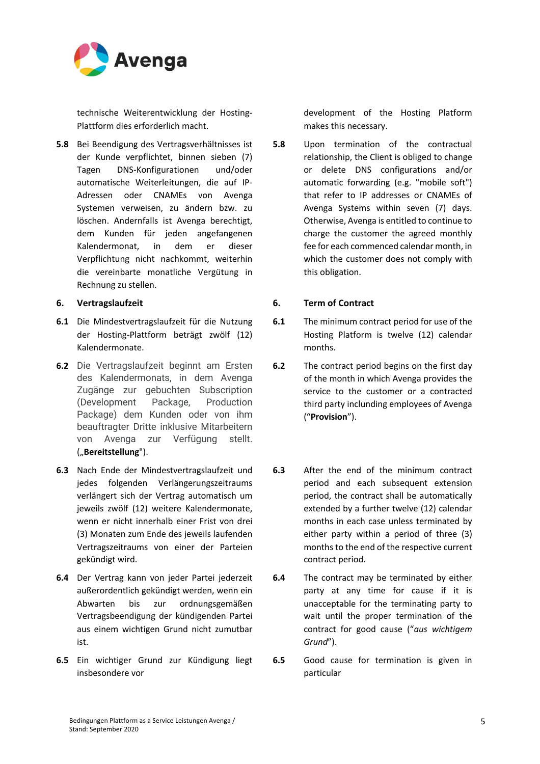technische Weiterentwicklung der Hosting-Plattform dies erforderlich macht.

development of the Hosting Platform makes this necessary.

**5.8** Bei Beendigung des Vertragsverhältnisses ist der Kunde verpflichtet, binnen sieben (7) Tagen DNS-Konfigurationen und/oder automatische Weiterleitungen, die auf IP-Adressen oder CNAMEs von Avenga Systemen verweisen, zu ändern bzw. zu löschen. Andernfalls ist Avenga berechtigt, dem Kunden für jeden angefangenen Kalendermonat, in dem er dieser Verpflichtung nicht nachkommt, weiterhin die vereinbarte monatliche Vergütung in Rechnung zu stellen.

**5.8** Upon termination of the contractual relationship, the Client is obliged to change or delete DNS configurations and/or automatic forwarding (e.g. "mobile soft") that refer to IP addresses or CNAMEs of Avenga Systems within seven (7) days. Otherwise, Avenga is entitled to continue to charge the customer the agreed monthly fee for each commenced calendar month, in which the customer does not comply with this obligation.

## 6. Vertragslaufzeit

## 6. Term of Contract

**6.1** Die Mindestvertragslaufzeit für die Nutzung der Hosting-Plattform beträgt zwölf (12) Kalendermonate.

**6.1** The minimum contract period for use of the Hosting Platform is twelve (12) calendar months.

**6.2** Die Vertragslaufzeit beginnt am Ersten des Kalendermonats, in dem Avenga Zugänge zur gebuchten Subscription (Development Package, Production Package) dem Kunden oder von ihm beauftragter Dritte inklusive Mitarbeitern von Avenga zur Verfügung stellt. („**Bereitstellung**").

**6.2** The contract period begins on the first day of the month in which Avenga provides the service to the customer or a contracted third party inclunding employees of Avenga ("**Provision**").

**6.3** Nach Ende der Mindestvertragslaufzeit und jedes folgenden Verlängerungszeitraums verlängert sich der Vertrag automatisch um jeweils zwölf (12) weitere Kalendermonate, wenn er nicht innerhalb einer Frist von drei (3) Monaten zum Ende des jeweils laufenden Vertragszeitraums von einer der Parteien gekündigt wird.

**6.3** After the end of the minimum contract period and each subsequent extension period, the contract shall be automatically extended by a further twelve (12) calendar months in each case unless terminated by either party within a period of three (3) months to the end of the respective current contract period.

**6.4** Der Vertrag kann von jeder Partei jederzeit außerordentlich gekündigt werden, wenn ein Abwarten bis zur ordnungsgemäßen Vertragsbeendigung der kündigenden Partei aus einem wichtigen Grund nicht zumutbar ist.

**6.4** The contract may be terminated by either party at any time for cause if it is unacceptable for the terminating party to wait until the proper termination of the contract for good cause ("*aus wichtigem Grund*").

**6.5** Ein wichtiger Grund zur Kündigung liegt insbesondere vor

**6.5** Good cause for termination is given in particular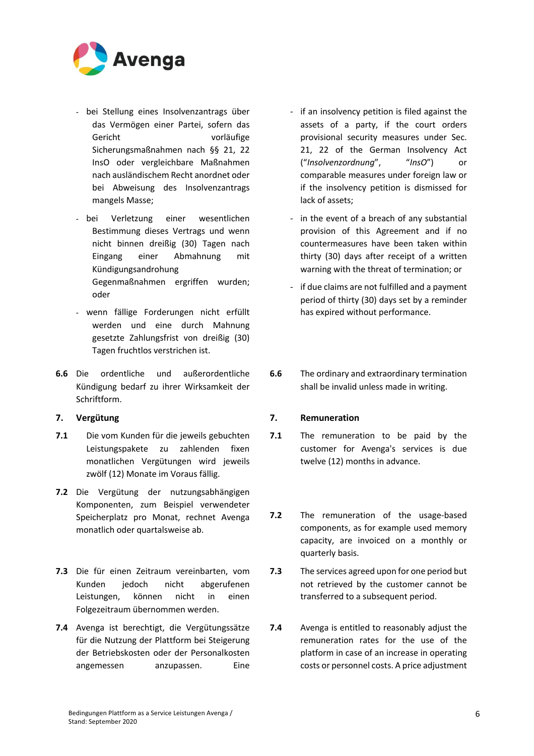- bei Stellung eines Insolvenzantrags über das Vermögen einer Partei, sofern das Gericht vorläufige Sicherungsmaßnahmen nach §§ 21, 22 InsO oder vergleichbare Maßnahmen nach ausländischem Recht anordnet oder bei Abweisung des Insolvenzantrags mangels Masse;
- bei Verletzung einer wesentlichen Bestimmung dieses Vertrags und wenn nicht binnen dreißig (30) Tagen nach Eingang einer Abmahnung mit Kündigungsandrohung Gegenmaßnahmen ergriffen wurden; oder
- wenn fällige Forderungen nicht erfüllt werden und eine durch Mahnung gesetzte Zahlungsfrist von dreißig (30) Tagen fruchtlos verstrichen ist.

**6.6** Die ordentliche und außerordentliche Kündigung bedarf zu ihrer Wirksamkeit der Schriftform.

## 7. Vergütung

**7.1** Die vom Kunden für die jeweils gebuchten Leistungspakete zu zahlenden fixen monatlichen Vergütungen wird jeweils zwölf (12) Monate im Voraus fällig.

**7.2** Die Vergütung der nutzungsabhängigen Komponenten, zum Beispiel verwendeter Speicherplatz pro Monat, rechnet Avenga monatlich oder quartalsweise ab.

**7.3** Die für einen Zeitraum vereinbarten, vom Kunden jedoch nicht abgerufenen Leistungen, können nicht in einen Folgezeitraum übernommen werden.

**7.4** Avenga ist berechtigt, die Vergütungssätze für die Nutzung der Plattform bei Steigerung der Betriebskosten oder der Personalkosten angemessen anzupassen. Eine

- if an insolvency petition is filed against the assets of a party, if the court orders provisional security measures under Sec. 21, 22 of the German Insolvency Act (“*Insolvenzordnung*”, “*InsO*”) or comparable measures under foreign law or if the insolvency petition is dismissed for lack of assets;
- in the event of a breach of any substantial provision of this Agreement and if no countermeasures have been taken within thirty (30) days after receipt of a written warning with the threat of termination; or
- if due claims are not fulfilled and a payment period of thirty (30) days set by a reminder has expired without performance.

**6.6** The ordinary and extraordinary termination shall be invalid unless made in writing.

## 7. Remuneration

**7.1** The remuneration to be paid by the customer for Avenga's services is due twelve (12) months in advance.

**7.2** The remuneration of the usage-based components, as for example used memory capacity, are invoiced on a monthly or quarterly basis.

**7.3** The services agreed upon for one period but not retrieved by the customer cannot be transferred to a subsequent period.

**7.4** Avenga is entitled to reasonably adjust the remuneration rates for the use of the platform in case of an increase in operating costs or personnel costs. A price adjustment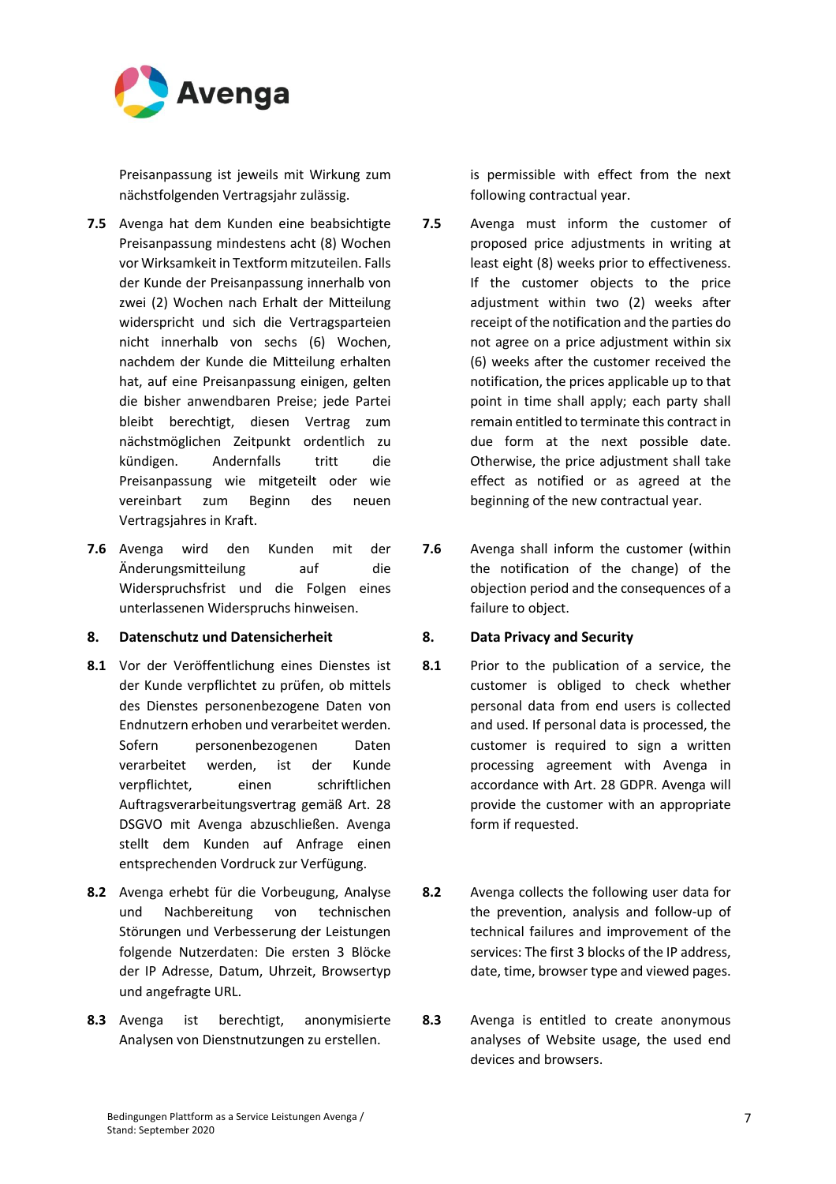Preisanpassung ist jeweils mit Wirkung zum nächstfolgenden Vertragsjahr zulässig.

**7.5** Avenga hat dem Kunden eine beabsichtigte Preisanpassung mindestens acht (8) Wochen vor Wirksamkeit in Textform mitzuteilen. Falls der Kunde der Preisanpassung innerhalb von zwei (2) Wochen nach Erhalt der Mitteilung widerspricht und sich die Vertragsparteien nicht innerhalb von sechs (6) Wochen, nachdem der Kunde die Mitteilung erhalten hat, auf eine Preisanpassung einigen, gelten die bisher anwendbaren Preise; jede Partei bleibt berechtigt, diesen Vertrag zum nächstmöglichen Zeitpunkt ordentlich zu kündigen. Andernfalls tritt die Preisanpassung wie mitgeteilt oder wie vereinbart zum Beginn des neuen Vertragsjahres in Kraft.

**7.6** Avenga wird den Kunden mit der Änderungsmitteilung auf die Widerspruchsfrist und die Folgen eines unterlassenen Widerspruchs hinweisen.

## 8. Datenschutz und Datensicherheit

**8.1** Vor der Veröffentlichung eines Dienstes ist der Kunde verpflichtet zu prüfen, ob mittels des Dienstes personenbezogene Daten von Endnutzern erhoben und verarbeitet werden. Sofern personenbezogenen Daten verarbeitet werden, ist der Kunde verpflichtet, einen schriftlichen Auftragsverarbeitungsvertrag gemäß Art. 28 DSGVO mit Avenga abzuschließen. Avenga stellt dem Kunden auf Anfrage einen entsprechenden Vordruck zur Verfügung.

**8.2** Avenga erhebt für die Vorbeugung, Analyse und Nachbereitung von technischen Störungen und Verbesserung der Leistungen folgende Nutzerdaten: Die ersten 3 Blöcke der IP Adresse, Datum, Uhrzeit, Browsertyp und angefragte URL.

**8.3** Avenga ist berechtigt, anonymisierte Analysen von Dienstnutzungen zu erstellen.

---

is permissible with effect from the next following contractual year.

**7.5** Avenga must inform the customer of proposed price adjustments in writing at least eight (8) weeks prior to effectiveness. If the customer objects to the price adjustment within two (2) weeks after receipt of the notification and the parties do not agree on a price adjustment within six (6) weeks after the customer received the notification, the prices applicable up to that point in time shall apply; each party shall remain entitled to terminate this contract in due form at the next possible date. Otherwise, the price adjustment shall take effect as notified or as agreed at the beginning of the new contractual year.

**7.6** Avenga shall inform the customer (within the notification of the change) of the objection period and the consequences of a failure to object.

## 8. Data Privacy and Security

**8.1** Prior to the publication of a service, the customer is obliged to check whether personal data from end users is collected and used. If personal data is processed, the customer is required to sign a written processing agreement with Avenga in accordance with Art. 28 GDPR. Avenga will provide the customer with an appropriate form if requested.

**8.2** Avenga collects the following user data for the prevention, analysis and follow-up of technical failures and improvement of the services: The first 3 blocks of the IP address, date, time, browser type and viewed pages.

**8.3** Avenga is entitled to create anonymous analyses of Website usage, the used end devices and browsers.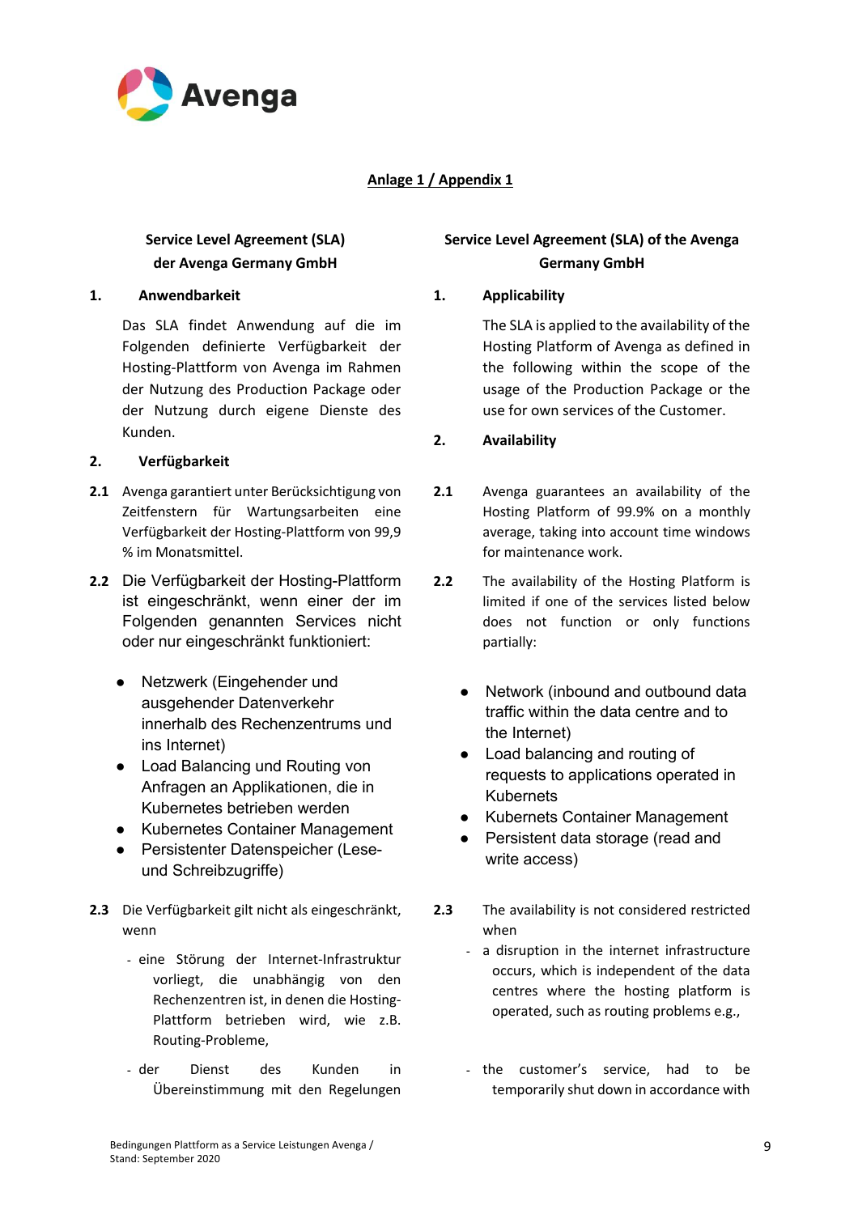Avenga

**Anlage 1 / Appendix 1**

## Service Level Agreement (SLA) der Avenga Germany GmbH

### 1. Anwendbarkeit

Das SLA findet Anwendung auf die im Folgenden definierte Verfügbarkeit der Hosting-Plattform von Avenga im Rahmen der Nutzung des Production Package oder der Nutzung durch eigene Dienste des Kunden.

### 2. Verfügbarkeit

**2.1** Avenga garantiert unter Berücksichtigung von Zeitfenstern für Wartungsarbeiten eine Verfügbarkeit der Hosting-Plattform von 99,9 % im Monatsmittel.

**2.2** Die Verfügbarkeit der Hosting-Plattform ist eingeschränkt, wenn einer der im Folgenden genannten Services nicht oder nur eingeschränkt funktioniert:

- Netzwerk (Eingehender und ausgehender Datenverkehr innerhalb des Rechenzentrums und ins Internet)
- Load Balancing und Routing von Anfragen an Applikationen, die in Kubernetes betrieben werden
- Kubernetes Container Management
- Persistenter Datenspeicher (Lese- und Schreibzugriffe)

**2.3** Die Verfügbarkeit gilt nicht als eingeschränkt, wenn

- eine Störung der Internet-Infrastruktur vorliegt, die unabhängig von den Rechenzentren ist, in denen die Hosting-Plattform betrieben wird, wie z.B. Routing-Probleme,
- der Dienst des Kunden in Übereinstimmung mit den Regelungen

## Service Level Agreement (SLA) of the Avenga Germany GmbH

### 1. Applicability

The SLA is applied to the availability of the Hosting Platform of Avenga as defined in the following within the scope of the usage of the Production Package or the use for own services of the Customer.

### 2. Availability

**2.1** Avenga guarantees an availability of the Hosting Platform of 99.9% on a monthly average, taking into account time windows for maintenance work.

**2.2** The availability of the Hosting Platform is limited if one of the services listed below does not function or only functions partially:

- Network (inbound and outbound data traffic within the data centre and to the Internet)
- Load balancing and routing of requests to applications operated in Kubernets
- Kubernets Container Management
- Persistent data storage (read and write access)

**2.3** The availability is not considered restricted when

- a disruption in the internet infrastructure occurs, which is independent of the data centres where the hosting platform is operated, such as routing problems e.g.,
- the customer's service, had to be temporarily shut down in accordance with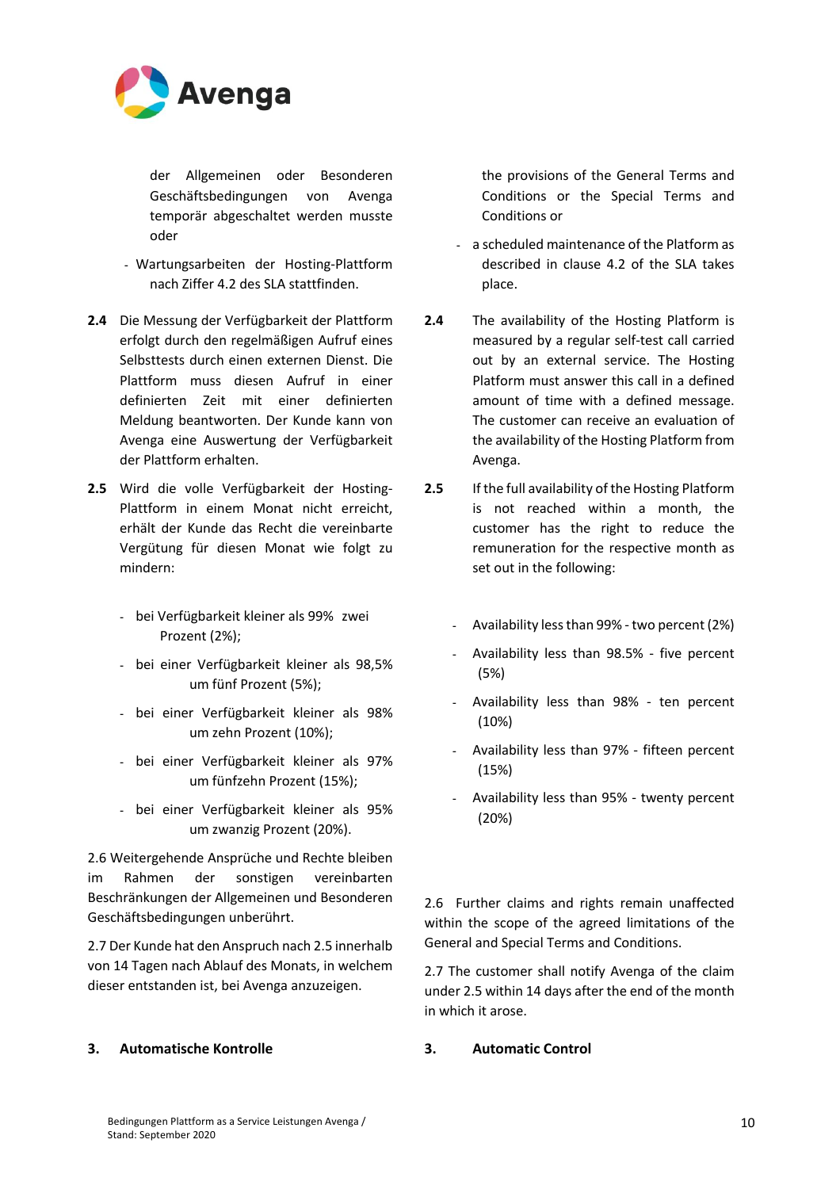der Allgemeinen oder Besonderen Geschäftsbedingungen von Avenga temporär abgeschaltet werden musste oder

- Wartungsarbeiten der Hosting-Plattform nach Ziffer 4.2 des SLA stattfinden.

**2.4** Die Messung der Verfügbarkeit der Plattform erfolgt durch den regelmäßigen Aufruf eines Selbsttests durch einen externen Dienst. Die Plattform muss diesen Aufruf in einer definierten Zeit mit einer definierten Meldung beantworten. Der Kunde kann von Avenga eine Auswertung der Verfügbarkeit der Plattform erhalten.

**2.5** Wird die volle Verfügbarkeit der Hosting-Plattform in einem Monat nicht erreicht, erhält der Kunde das Recht die vereinbarte Vergütung für diesen Monat wie folgt zu mindern:

- bei Verfügbarkeit kleiner als 99% zwei Prozent (2%);
- bei einer Verfügbarkeit kleiner als 98,5% um fünf Prozent (5%);
- bei einer Verfügbarkeit kleiner als 98% um zehn Prozent (10%);
- bei einer Verfügbarkeit kleiner als 97% um fünfzehn Prozent (15%);
- bei einer Verfügbarkeit kleiner als 95% um zwanzig Prozent (20%).

2.6 Weitergehende Ansprüche und Rechte bleiben im Rahmen der sonstigen vereinbarten Beschränkungen der Allgemeinen und Besonderen Geschäftsbedingungen unberührt.

2.7 Der Kunde hat den Anspruch nach 2.5 innerhalb von 14 Tagen nach Ablauf des Monats, in welchem dieser entstanden ist, bei Avenga anzuzeigen.

## 3. Automatische Kontrolle

the provisions of the General Terms and Conditions or the Special Terms and Conditions or

- a scheduled maintenance of the Platform as described in clause 4.2 of the SLA takes place.

**2.4** The availability of the Hosting Platform is measured by a regular self-test call carried out by an external service. The Hosting Platform must answer this call in a defined amount of time with a defined message. The customer can receive an evaluation of the availability of the Hosting Platform from Avenga.

**2.5** If the full availability of the Hosting Platform is not reached within a month, the customer has the right to reduce the remuneration for the respective month as set out in the following:

- Availability less than 99% - two percent (2%)
- Availability less than 98.5% - five percent (5%)
- Availability less than 98% - ten percent (10%)
- Availability less than 97% - fifteen percent (15%)
- Availability less than 95% - twenty percent (20%)

2.6 Further claims and rights remain unaffected within the scope of the agreed limitations of the General and Special Terms and Conditions.

2.7 The customer shall notify Avenga of the claim under 2.5 within 14 days after the end of the month in which it arose.

## 3. Automatic Control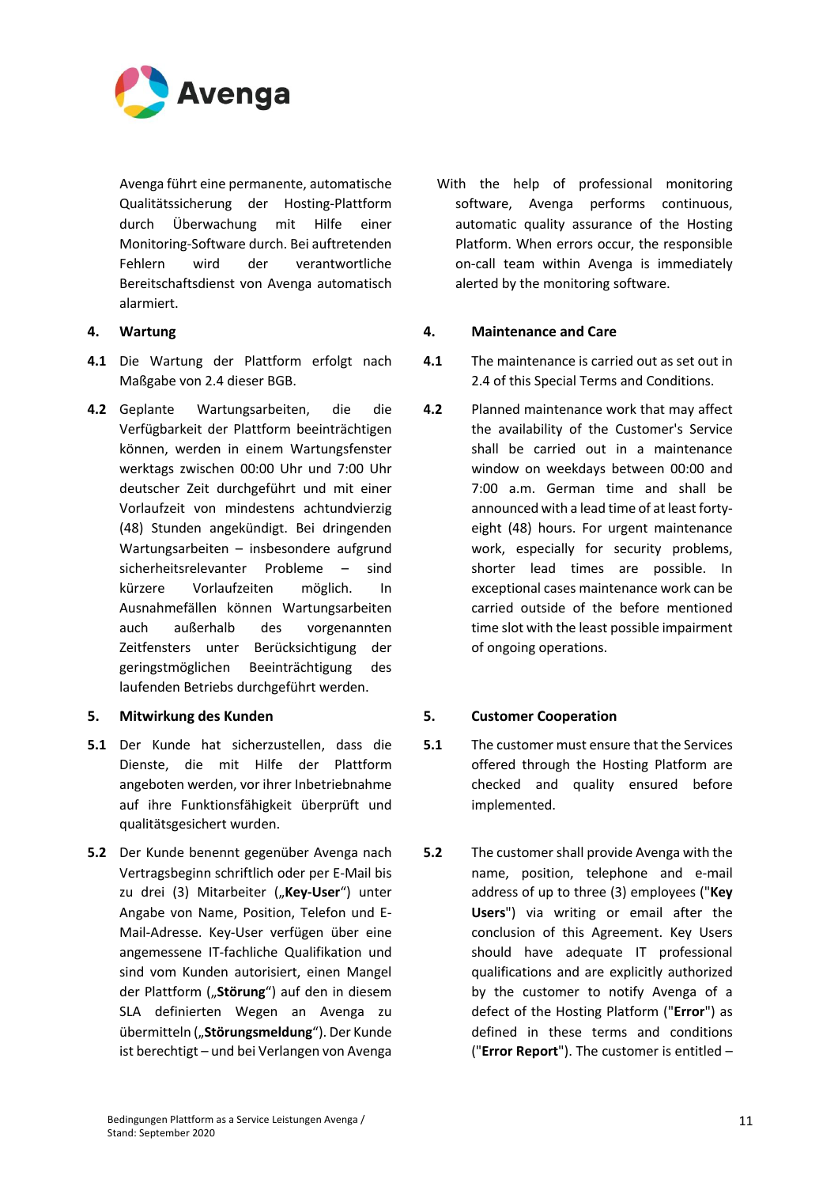Avenga führt eine permanente, automatische Qualitätssicherung der Hosting-Plattform durch Überwachung mit Hilfe einer Monitoring-Software durch. Bei auftretenden Fehlern wird der verantwortliche Bereitschaftsdienst von Avenga automatisch alarmiert.

With the help of professional monitoring software, Avenga performs continuous, automatic quality assurance of the Hosting Platform. When errors occur, the responsible on-call team within Avenga is immediately alerted by the monitoring software.

## 4. Wartung

**4.1** Die Wartung der Plattform erfolgt nach Maßgabe von 2.4 dieser BGB.

**4.2** Geplante Wartungsarbeiten, die die Verfügbarkeit der Plattform beeinträchtigen können, werden in einem Wartungsfenster werktags zwischen 00:00 Uhr und 7:00 Uhr deutscher Zeit durchgeführt und mit einer Vorlaufzeit von mindestens achtundvierzig (48) Stunden angekündigt. Bei dringenden Wartungsarbeiten – insbesondere aufgrund sicherheitsrelevanter Probleme – sind kürzere Vorlaufzeiten möglich. In Ausnahmefällen können Wartungsarbeiten auch außerhalb des vorgenannten Zeitfensters unter Berücksichtigung der geringstmöglichen Beeinträchtigung des laufenden Betriebs durchgeführt werden.

## 4. Maintenance and Care

**4.1** The maintenance is carried out as set out in 2.4 of this Special Terms and Conditions.

**4.2** Planned maintenance work that may affect the availability of the Customer's Service shall be carried out in a maintenance window on weekdays between 00:00 and 7:00 a.m. German time and shall be announced with a lead time of at least forty-eight (48) hours. For urgent maintenance work, especially for security problems, shorter lead times are possible. In exceptional cases maintenance work can be carried outside of the before mentioned time slot with the least possible impairment of ongoing operations.

## 5. Mitwirkung des Kunden

**5.1** Der Kunde hat sicherzustellen, dass die Dienste, die mit Hilfe der Plattform angeboten werden, vor ihrer Inbetriebnahme auf ihre Funktionsfähigkeit überprüft und qualitätsgesichert wurden.

**5.2** Der Kunde benennt gegenüber Avenga nach Vertragsbeginn schriftlich oder per E-Mail bis zu drei (3) Mitarbeiter („**Key-User**“) unter Angabe von Name, Position, Telefon und E-Mail-Adresse. Key-User verfügen über eine angemessene IT-fachliche Qualifikation und sind vom Kunden autorisiert, einen Mangel der Plattform („**Störung**“) auf den in diesem SLA definierten Wegen an Avenga zu übermitteln („**Störungsmeldung**“). Der Kunde ist berechtigt – und bei Verlangen von Avenga

## 5. Customer Cooperation

**5.1** The customer must ensure that the Services offered through the Hosting Platform are checked and quality ensured before implemented.

**5.2** The customer shall provide Avenga with the name, position, telephone and e-mail address of up to three (3) employees ("**Key Users**") via writing or email after the conclusion of this Agreement. Key Users should have adequate IT professional qualifications and are explicitly authorized by the customer to notify Avenga of a defect of the Hosting Platform ("**Error**") as defined in these terms and conditions ("**Error Report**"). The customer is entitled –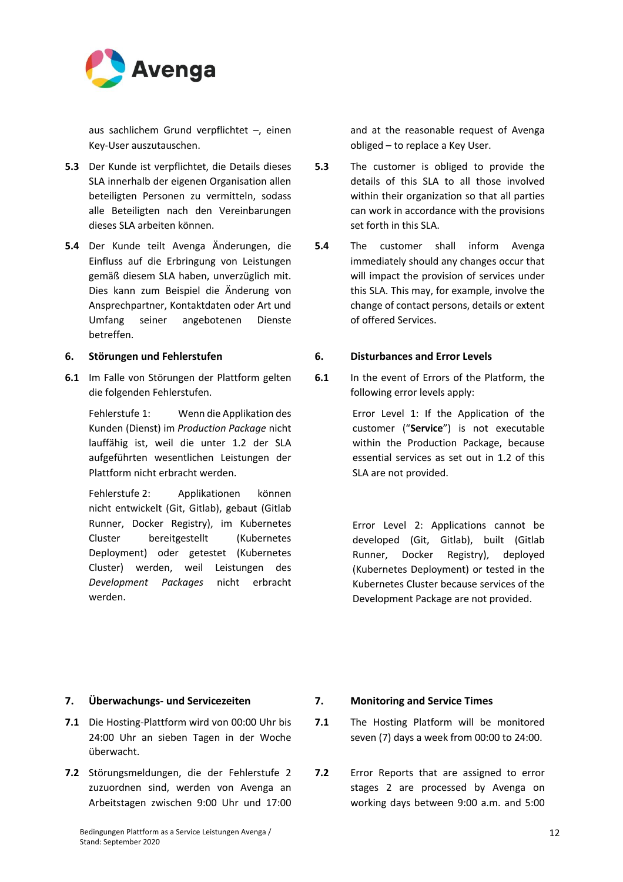aus sachlichem Grund verpflichtet –, einen Key-User auszutauschen.

and at the reasonable request of Avenga obliged – to replace a Key User.

**5.3** Der Kunde ist verpflichtet, die Details dieses SLA innerhalb der eigenen Organisation allen beteiligten Personen zu vermitteln, sodass alle Beteiligten nach den Vereinbarungen dieses SLA arbeiten können.

**5.3** The customer is obliged to provide the details of this SLA to all those involved within their organization so that all parties can work in accordance with the provisions set forth in this SLA.

**5.4** Der Kunde teilt Avenga Änderungen, die Einfluss auf die Erbringung von Leistungen gemäß diesem SLA haben, unverzüglich mit. Dies kann zum Beispiel die Änderung von Ansprechpartner, Kontaktdaten oder Art und Umfang seiner angebotenen Dienste betreffen.

**5.4** The customer shall inform Avenga immediately should any changes occur that will impact the provision of services under this SLA. This may, for example, involve the change of contact persons, details or extent of offered Services.

## 6. Störungen und Fehlerstufen

## 6. Disturbances and Error Levels

**6.1** Im Falle von Störungen der Plattform gelten die folgenden Fehlerstufen.

Fehlerstufe 1: Wenn die Applikation des Kunden (Dienst) im *Production Package* nicht lauffähig ist, weil die unter 1.2 der SLA aufgeführten wesentlichen Leistungen der Plattform nicht erbracht werden.

Fehlerstufe 2: Applikationen können nicht entwickelt (Git, Gitlab), gebaut (Gitlab Runner, Docker Registry), im Kubernetes Cluster bereitgestellt (Kubernetes Deployment) oder getestet (Kubernetes Cluster) werden, weil Leistungen des *Development Packages* nicht erbracht werden.

**6.1** In the event of Errors of the Platform, the following error levels apply:

Error Level 1: If the Application of the customer ("**Service**") is not executable within the Production Package, because essential services as set out in 1.2 of this SLA are not provided.

Error Level 2: Applications cannot be developed (Git, Gitlab), built (Gitlab Runner, Docker Registry), deployed (Kubernetes Deployment) or tested in the Kubernetes Cluster because services of the Development Package are not provided.

## 7. Überwachungs- und Servicezeiten

## 7. Monitoring and Service Times

**7.1** Die Hosting-Plattform wird von 00:00 Uhr bis 24:00 Uhr an sieben Tagen in der Woche überwacht.

**7.1** The Hosting Platform will be monitored seven (7) days a week from 00:00 to 24:00.

**7.2** Störungsmeldungen, die der Fehlerstufe 2 zuzuordnen sind, werden von Avenga an Arbeitstagen zwischen 9:00 Uhr und 17:00

**7.2** Error Reports that are assigned to error stages 2 are processed by Avenga on working days between 9:00 a.m. and 5:00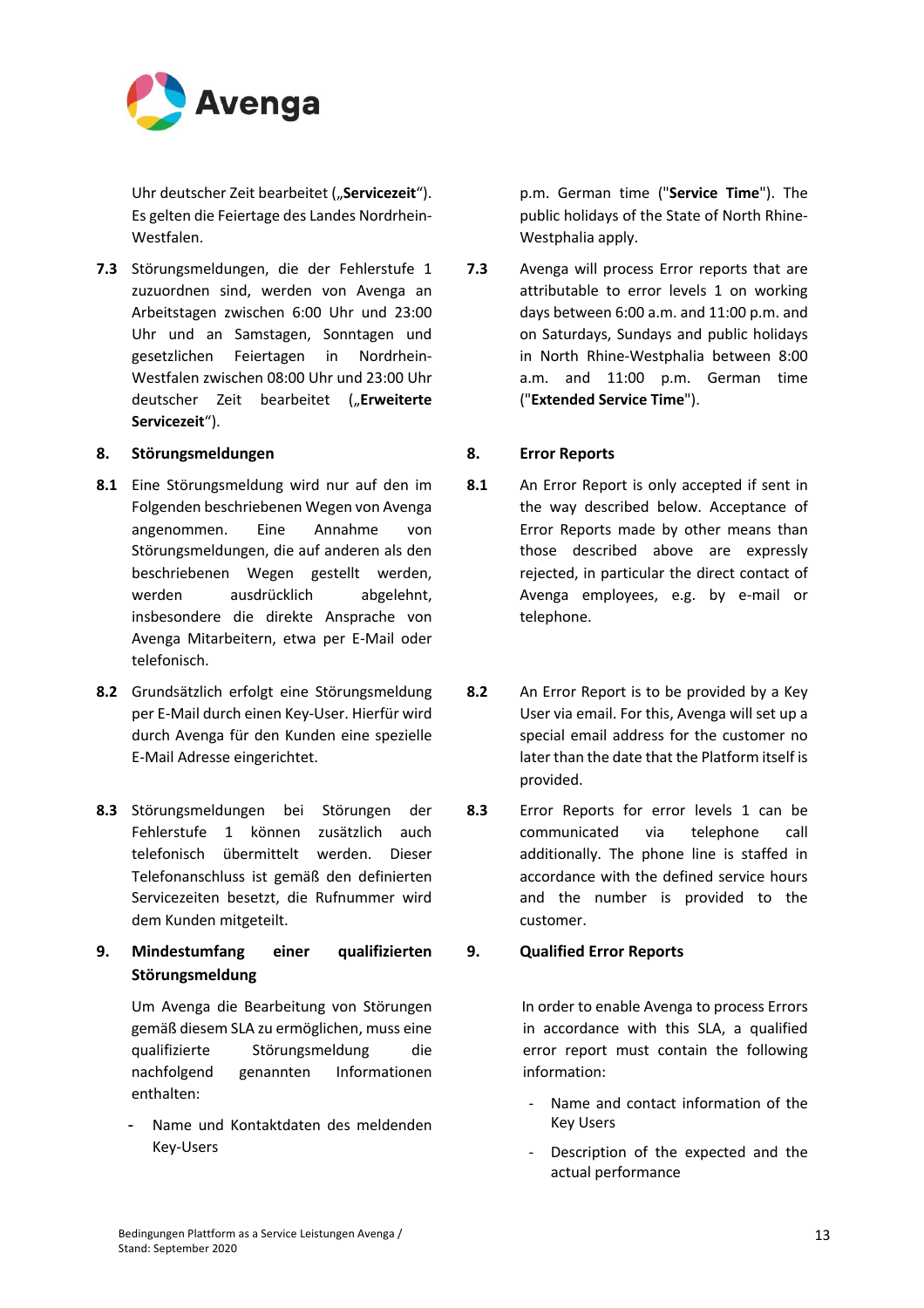Uhr deutscher Zeit bearbeitet („**Servicezeit**“). Es gelten die Feiertage des Landes Nordrhein-Westfalen.

p.m. German time ("**Service Time**"). The public holidays of the State of North Rhine-Westphalia apply.

**7.3** Störungsmeldungen, die der Fehlerstufe 1 zuzuordnen sind, werden von Avenga an Arbeitstagen zwischen 6:00 Uhr und 23:00 Uhr und an Samstagen, Sonntagen und gesetzlichen Feiertagen in Nordrhein-Westfalen zwischen 08:00 Uhr und 23:00 Uhr deutscher Zeit bearbeitet („**Erweiterte Servicezeit**“).

**7.3** Avenga will process Error reports that are attributable to error levels 1 on working days between 6:00 a.m. and 11:00 p.m. and on Saturdays, Sundays and public holidays in North Rhine-Westphalia between 8:00 a.m. and 11:00 p.m. German time ("**Extended Service Time**").

## 8. Störungsmeldungen

## 8. Error Reports

**8.1** Eine Störungsmeldung wird nur auf den im Folgenden beschriebenen Wegen von Avenga angenommen. Eine Annahme von Störungsmeldungen, die auf anderen als den beschriebenen Wegen gestellt werden, werden ausdrücklich abgelehnt, insbesondere die direkte Ansprache von Avenga Mitarbeitern, etwa per E-Mail oder telefonisch.

**8.1** An Error Report is only accepted if sent in the way described below. Acceptance of Error Reports made by other means than those described above are expressly rejected, in particular the direct contact of Avenga employees, e.g. by e-mail or telephone.

**8.2** Grundsätzlich erfolgt eine Störungsmeldung per E-Mail durch einen Key-User. Hierfür wird durch Avenga für den Kunden eine spezielle E-Mail Adresse eingerichtet.

**8.2** An Error Report is to be provided by a Key User via email. For this, Avenga will set up a special email address for the customer no later than the date that the Platform itself is provided.

**8.3** Störungsmeldungen bei Störungen der Fehlerstufe 1 können zusätzlich auch telefonisch übermittelt werden. Dieser Telefonanschluss ist gemäß den definierten Servicezeiten besetzt, die Rufnummer wird dem Kunden mitgeteilt.

**8.3** Error Reports for error levels 1 can be communicated via telephone call additionally. The phone line is staffed in accordance with the defined service hours and the number is provided to the customer.

## 9. Mindestumfang einer qualifizierten Störungsmeldung

## 9. Qualified Error Reports

Um Avenga die Bearbeitung von Störungen gemäß diesem SLA zu ermöglichen, muss eine qualifizierte Störungsmeldung die nachfolgend genannten Informationen enthalten:

- Name und Kontaktdaten des meldenden Key-Users

In order to enable Avenga to process Errors in accordance with this SLA, a qualified error report must contain the following information:

- Name and contact information of the Key Users
- Description of the expected and the actual performance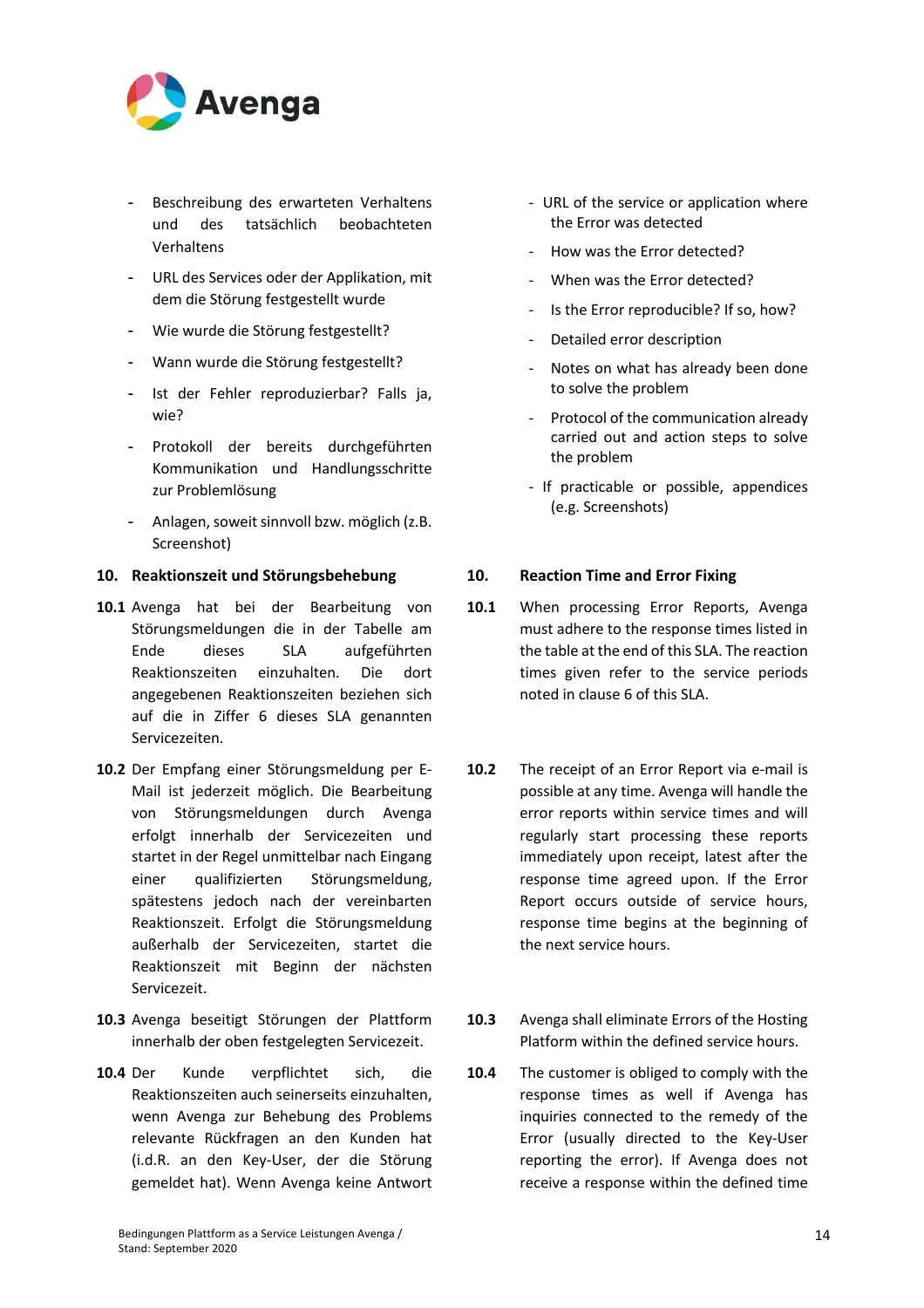- Beschreibung des erwarteten Verhaltens und des tatsächlich beobachteten Verhaltens
- URL des Services oder der Applikation, mit dem die Störung festgestellt wurde
- Wie wurde die Störung festgestellt?
- Wann wurde die Störung festgestellt?
- Ist der Fehler reproduzierbar? Falls ja, wie?
- Protokoll der bereits durchgeführten Kommunikation und Handlungsschritte zur Problemlösung
- Anlagen, soweit sinnvoll bzw. möglich (z.B. Screenshot)

## 10. Reaktionszeit und Störungsbehebung

**10.1** Avenga hat bei der Bearbeitung von Störungsmeldungen die in der Tabelle am Ende dieses SLA aufgeführten Reaktionszeiten einzuhalten. Die dort angegebenen Reaktionszeiten beziehen sich auf die in Ziffer 6 dieses SLA genannten Servicezeiten.

**10.2** Der Empfang einer Störungsmeldung per E-Mail ist jederzeit möglich. Die Bearbeitung von Störungsmeldungen durch Avenga erfolgt innerhalb der Servicezeiten und startet in der Regel unmittelbar nach Eingang einer qualifizierten Störungsmeldung, spätestens jedoch nach der vereinbarten Reaktionszeit. Erfolgt die Störungsmeldung außerhalb der Servicezeiten, startet die Reaktionszeit mit Beginn der nächsten Servicezeit.

**10.3** Avenga beseitigt Störungen der Plattform innerhalb der oben festgelegten Servicezeit.

**10.4** Der Kunde verpflichtet sich, die Reaktionszeiten auch seinerseits einzuhalten, wenn Avenga zur Behebung des Problems relevante Rückfragen an den Kunden hat (i.d.R. an den Key-User, der die Störung gemeldet hat). Wenn Avenga keine Antwort

- URL of the service or application where the Error was detected
- How was the Error detected?
- When was the Error detected?
- Is the Error reproducible? If so, how?
- Detailed error description
- Notes on what has already been done to solve the problem
- Protocol of the communication already carried out and action steps to solve the problem
- If practicable or possible, appendices (e.g. Screenshots)

## 10. Reaction Time and Error Fixing

**10.1** When processing Error Reports, Avenga must adhere to the response times listed in the table at the end of this SLA. The reaction times given refer to the service periods noted in clause 6 of this SLA.

**10.2** The receipt of an Error Report via e-mail is possible at any time. Avenga will handle the error reports within service times and will regularly start processing these reports immediately upon receipt, latest after the response time agreed upon. If the Error Report occurs outside of service hours, response time begins at the beginning of the next service hours.

**10.3** Avenga shall eliminate Errors of the Hosting Platform within the defined service hours.

**10.4** The customer is obliged to comply with the response times as well if Avenga has inquiries connected to the remedy of the Error (usually directed to the Key-User reporting the error). If Avenga does not receive a response within the defined time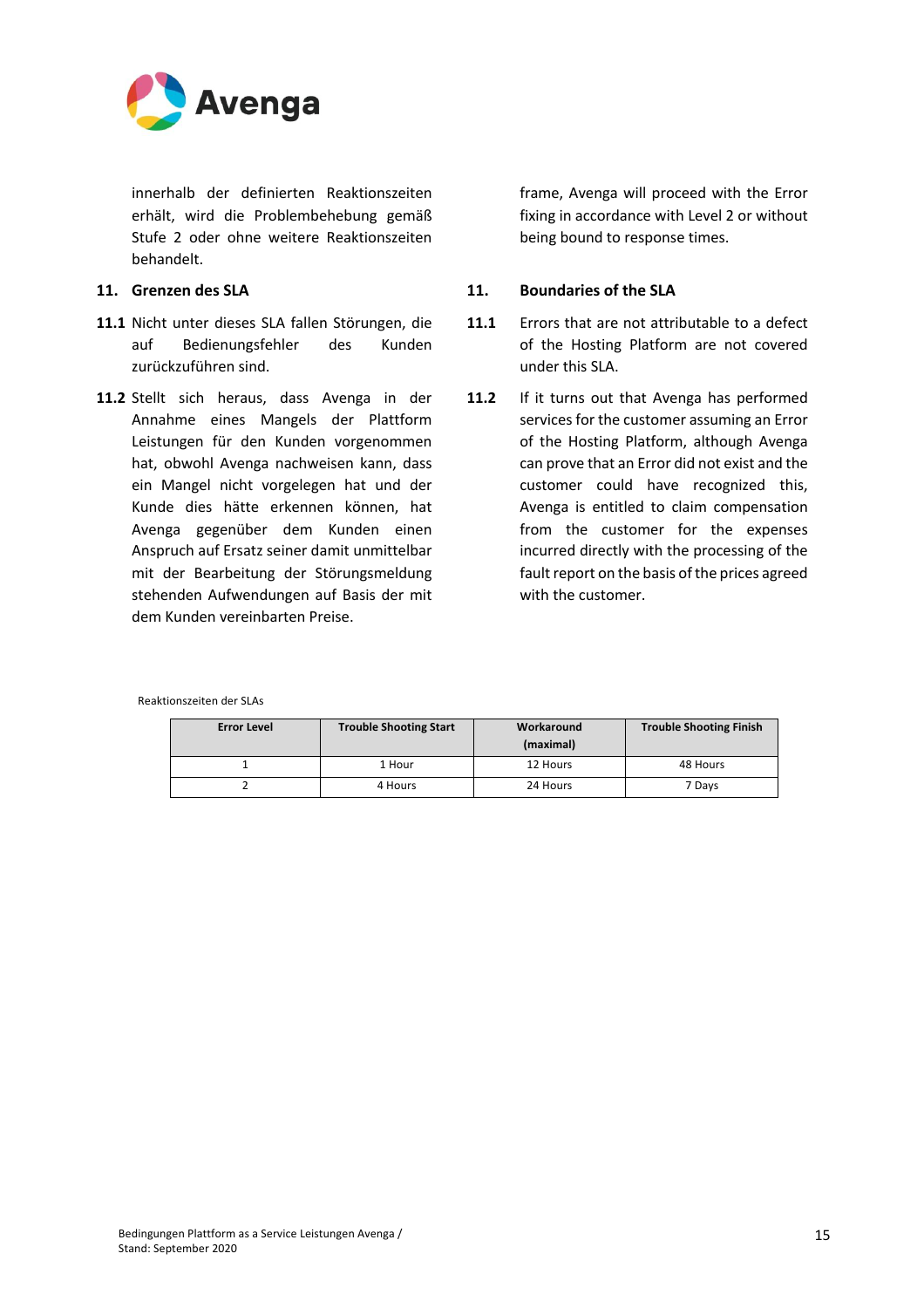innerhalb der definierten Reaktionszeiten erhält, wird die Problembehebung gemäß Stufe 2 oder ohne weitere Reaktionszeiten behandelt.

frame, Avenga will proceed with the Error fixing in accordance with Level 2 or without being bound to response times.

## 11. Grenzen des SLA

**11.1** Nicht unter dieses SLA fallen Störungen, die auf Bedienungsfehler des Kunden zurückzuführen sind.

**11.2** Stellt sich heraus, dass Avenga in der Annahme eines Mangels der Plattform Leistungen für den Kunden vorgenommen hat, obwohl Avenga nachweisen kann, dass ein Mangel nicht vorgelegen hat und der Kunde dies hätte erkennen können, hat Avenga gegenüber dem Kunden einen Anspruch auf Ersatz seiner damit unmittelbar mit der Bearbeitung der Störungsmeldung stehenden Aufwendungen auf Basis der mit dem Kunden vereinbarten Preise.

## 11. Boundaries of the SLA

**11.1** Errors that are not attributable to a defect of the Hosting Platform are not covered under this SLA.

**11.2** If it turns out that Avenga has performed services for the customer assuming an Error of the Hosting Platform, although Avenga can prove that an Error did not exist and the customer could have recognized this, Avenga is entitled to claim compensation from the customer for the expenses incurred directly with the processing of the fault report on the basis of the prices agreed with the customer.

Reaktionszeiten der SLAs

| Error Level | Trouble Shooting Start | Workaround (maximal) | Trouble Shooting Finish |
|---|---|---|---|
| 1 | 1 Hour | 12 Hours | 48 Hours |
| 2 | 4 Hours | 24 Hours | 7 Days |